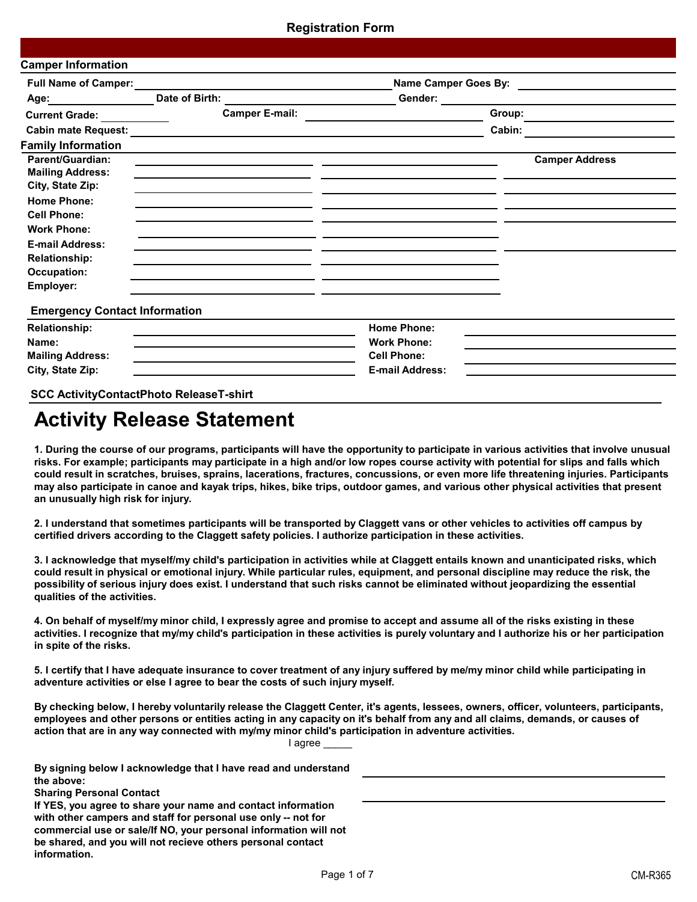## Registration Form

### Camper Information

Full Name of Camper: ______________________ Name Camper Goes By: ______________________

Age: __________ Date of Birth: ______________________ Gender: ______________________

Current Grade: __________ Camper E-mail: ______________________ Group: ______________________

Cabin mate Request: ______________________ Cabin: ______________________

### Family Information

| | | | Camper Address |
|---|---|---|---|
| Parent/Guardian: | | | |
| Mailing Address: | | | |
| City, State Zip: | | | |
| Home Phone: | | | |
| Cell Phone: | | | |
| Work Phone: | | | |
| E-mail Address: | | | |
| Relationship: | | | |
| Occupation: | | | |
| Employer: | | | |

### Emergency Contact Information

| | | | |
|---|---|---|---|
| Relationship: | | Home Phone: | |
| Name: | | Work Phone: | |
| Mailing Address: | | Cell Phone: | |
| City, State Zip: | | E-mail Address: | |

**SCC ActivityContactPhoto ReleaseT-shirt**

# Activity Release Statement

**1. During the course of our programs, participants will have the opportunity to participate in various activities that involve unusual risks. For example; participants may participate in a high and/or low ropes course activity with potential for slips and falls which could result in scratches, bruises, sprains, lacerations, fractures, concussions, or even more life threatening injuries. Participants may also participate in canoe and kayak trips, hikes, bike trips, outdoor games, and various other physical activities that present an unusually high risk for injury.**

**2. I understand that sometimes participants will be transported by Claggett vans or other vehicles to activities off campus by certified drivers according to the Claggett safety policies. I authorize participation in these activities.**

**3. I acknowledge that myself/my child's participation in activities while at Claggett entails known and unanticipated risks, which could result in physical or emotional injury. While particular rules, equipment, and personal discipline may reduce the risk, the possibility of serious injury does exist. I understand that such risks cannot be eliminated without jeopardizing the essential qualities of the activities.**

**4. On behalf of myself/my minor child, I expressly agree and promise to accept and assume all of the risks existing in these activities. I recognize that my/my child's participation in these activities is purely voluntary and I authorize his or her participation in spite of the risks.**

**5. I certify that I have adequate insurance to cover treatment of any injury suffered by me/my minor child while participating in adventure activities or else I agree to bear the costs of such injury myself.**

**By checking below, I hereby voluntarily release the Claggett Center, it's agents, lessees, owners, officer, volunteers, participants, employees and other persons or entities acting in any capacity on it's behalf from any and all claims, demands, or causes of action that are in any way connected with my/my minor child's participation in adventure activities.**

I agree _____

**By signing below I acknowledge that I have read and understand the above:** ______________________

**Sharing Personal Contact**

**If YES, you agree to share your name and contact information with other campers and staff for personal use only -- not for commercial use or sale/If NO, your personal information will not be shared, and you will not recieve others personal contact information.** ______________________

CM-R365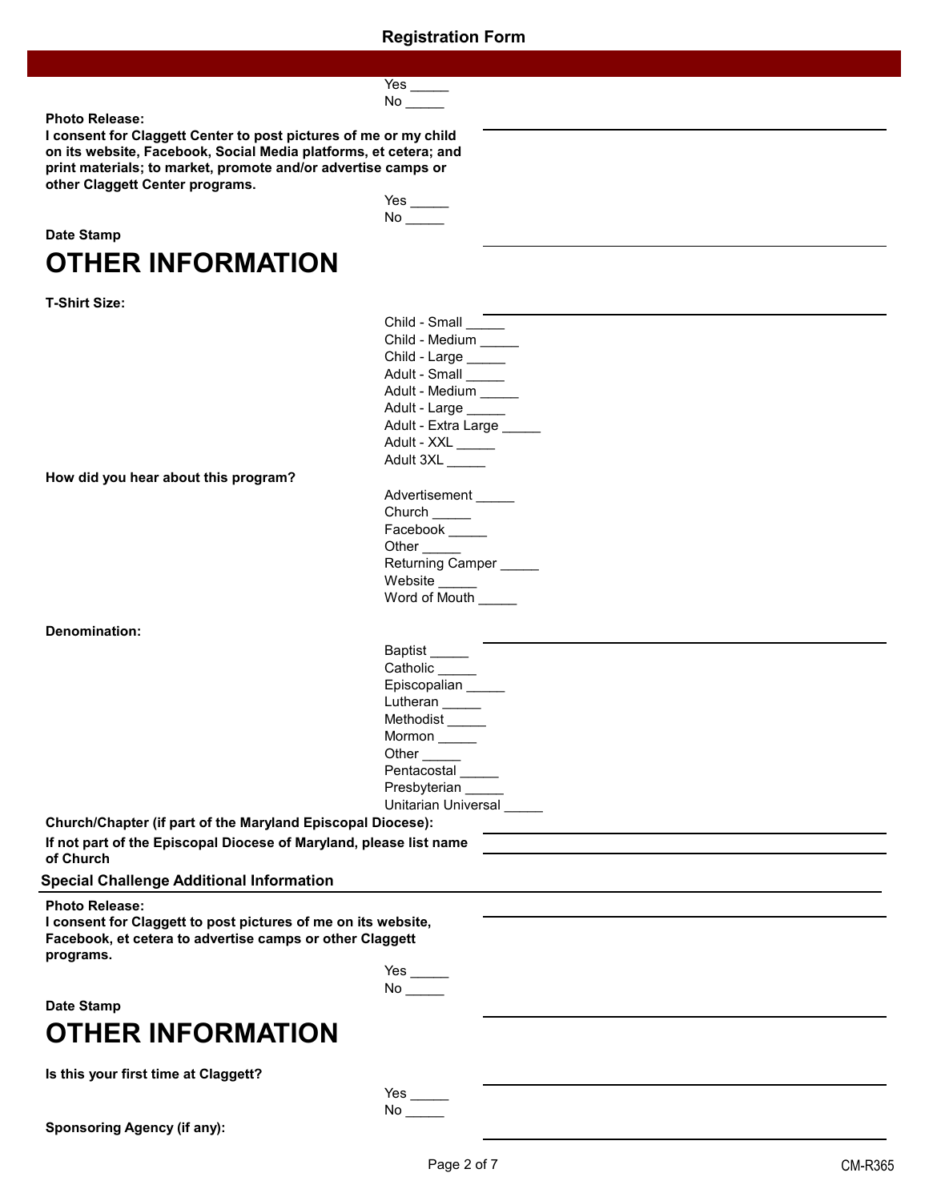## Registration Form

Yes _____
No _____

**Photo Release:**
**I consent for Claggett Center to post pictures of me or my child on its website, Facebook, Social Media platforms, et cetera; and print materials; to market, promote and/or advertise camps or other Claggett Center programs.**

Yes _____
No _____

**Date Stamp**

# OTHER INFORMATION

**T-Shirt Size:**

Child - Small _____
Child - Medium _____
Child - Large _____
Adult - Small _____
Adult - Medium _____
Adult - Large _____
Adult - Extra Large _____
Adult - XXL _____
Adult 3XL _____

**How did you hear about this program?**

Advertisement _____
Church _____
Facebook _____
Other _____
Returning Camper _____
Website _____
Word of Mouth _____

**Denomination:**

Baptist _____
Catholic _____
Episcopalian _____
Lutheran _____
Methodist _____
Mormon _____
Other _____
Pentacostal _____
Presbyterian _____
Unitarian Universal _____

**Church/Chapter (if part of the Maryland Episcopal Diocese):**

**If not part of the Episcopal Diocese of Maryland, please list name of Church**

### Special Challenge Additional Information

**Photo Release:**
**I consent for Claggett to post pictures of me on its website, Facebook, et cetera to advertise camps or other Claggett programs.**

Yes _____
No _____

**Date Stamp**

# OTHER INFORMATION

**Is this your first time at Claggett?**

Yes _____
No _____

**Sponsoring Agency (if any):**

CM-R365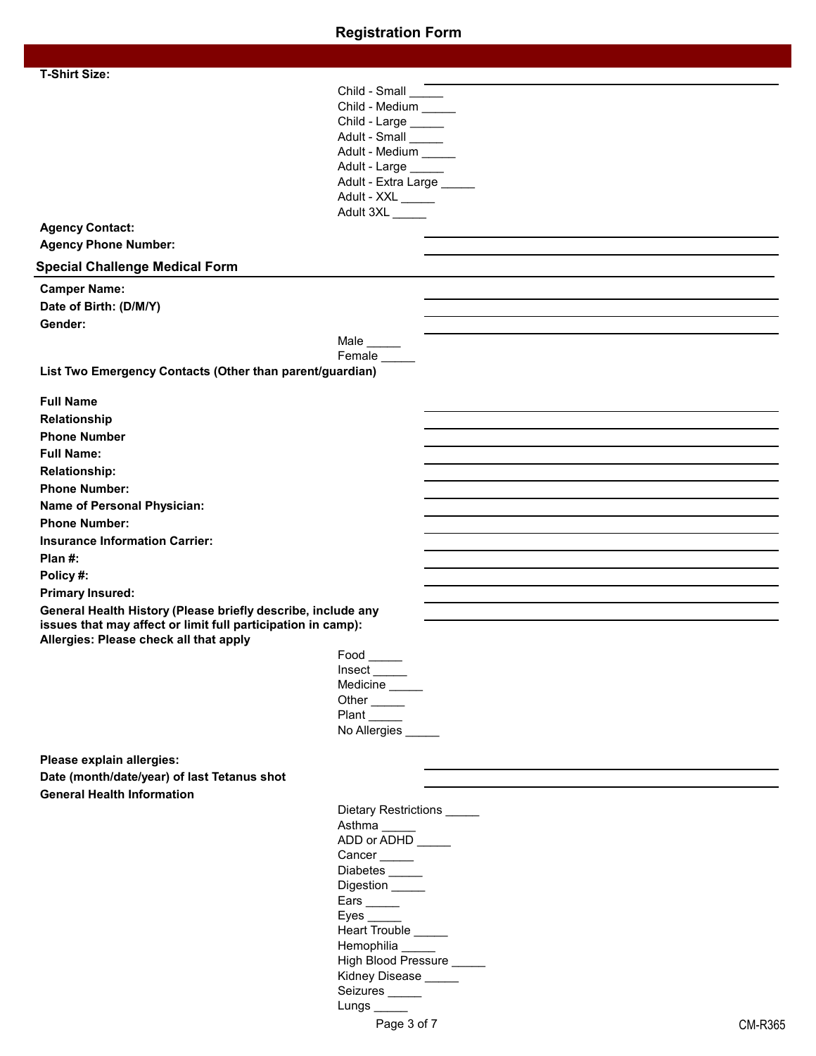## Registration Form

**T-Shirt Size:** \_\_\_\_\_\_\_\_\_\_\_\_\_\_\_\_\_\_\_\_\_\_\_\_

- Child - Small \_\_\_\_\_
- Child - Medium \_\_\_\_\_
- Child - Large \_\_\_\_\_
- Adult - Small \_\_\_\_\_
- Adult - Medium \_\_\_\_\_
- Adult - Large \_\_\_\_\_
- Adult - Extra Large \_\_\_\_\_
- Adult - XXL \_\_\_\_\_
- Adult 3XL \_\_\_\_\_

**Agency Contact:** \_\_\_\_\_\_\_\_\_\_\_\_\_\_\_\_\_\_\_\_\_\_\_\_

**Agency Phone Number:** \_\_\_\_\_\_\_\_\_\_\_\_\_\_\_\_\_\_\_\_\_\_\_\_

## Special Challenge Medical Form

**Camper Name:** \_\_\_\_\_\_\_\_\_\_\_\_\_\_\_\_\_\_\_\_\_\_\_\_

**Date of Birth: (D/M/Y)** \_\_\_\_\_\_\_\_\_\_\_\_\_\_\_\_\_\_\_\_\_\_\_\_

**Gender:** \_\_\_\_\_\_\_\_\_\_\_\_\_\_\_\_\_\_\_\_\_\_\_\_

- Male \_\_\_\_\_
- Female \_\_\_\_\_

**List Two Emergency Contacts (Other than parent/guardian)**

**Full Name** \_\_\_\_\_\_\_\_\_\_\_\_\_\_\_\_\_\_\_\_\_\_\_\_

**Relationship** \_\_\_\_\_\_\_\_\_\_\_\_\_\_\_\_\_\_\_\_\_\_\_\_

**Phone Number** \_\_\_\_\_\_\_\_\_\_\_\_\_\_\_\_\_\_\_\_\_\_\_\_

**Full Name:** \_\_\_\_\_\_\_\_\_\_\_\_\_\_\_\_\_\_\_\_\_\_\_\_

**Relationship:** \_\_\_\_\_\_\_\_\_\_\_\_\_\_\_\_\_\_\_\_\_\_\_\_

**Phone Number:** \_\_\_\_\_\_\_\_\_\_\_\_\_\_\_\_\_\_\_\_\_\_\_\_

**Name of Personal Physician:** \_\_\_\_\_\_\_\_\_\_\_\_\_\_\_\_\_\_\_\_\_\_\_\_

**Phone Number:** \_\_\_\_\_\_\_\_\_\_\_\_\_\_\_\_\_\_\_\_\_\_\_\_

**Insurance Information Carrier:** \_\_\_\_\_\_\_\_\_\_\_\_\_\_\_\_\_\_\_\_\_\_\_\_

**Plan #:** \_\_\_\_\_\_\_\_\_\_\_\_\_\_\_\_\_\_\_\_\_\_\_\_

**Policy #:** \_\_\_\_\_\_\_\_\_\_\_\_\_\_\_\_\_\_\_\_\_\_\_\_

**Primary Insured:** \_\_\_\_\_\_\_\_\_\_\_\_\_\_\_\_\_\_\_\_\_\_\_\_

**General Health History (Please briefly describe, include any issues that may affect or limit full participation in camp):** \_\_\_\_\_\_\_\_\_\_\_\_\_\_\_\_\_\_\_\_\_\_\_\_

**Allergies: Please check all that apply**

- Food \_\_\_\_\_
- Insect \_\_\_\_\_
- Medicine \_\_\_\_\_
- Other \_\_\_\_\_
- Plant \_\_\_\_\_
- No Allergies \_\_\_\_\_

**Please explain allergies:** \_\_\_\_\_\_\_\_\_\_\_\_\_\_\_\_\_\_\_\_\_\_\_\_

**Date (month/date/year) of last Tetanus shot** \_\_\_\_\_\_\_\_\_\_\_\_\_\_\_\_\_\_\_\_\_\_\_\_

**General Health Information**

- Dietary Restrictions \_\_\_\_\_
- Asthma \_\_\_\_\_
- ADD or ADHD \_\_\_\_\_
- Cancer \_\_\_\_\_
- Diabetes \_\_\_\_\_
- Digestion \_\_\_\_\_
- Ears \_\_\_\_\_
- Eyes \_\_\_\_\_
- Heart Trouble \_\_\_\_\_
- Hemophilia \_\_\_\_\_
- High Blood Pressure \_\_\_\_\_
- Kidney Disease \_\_\_\_\_
- Seizures \_\_\_\_\_
- Lungs \_\_\_\_\_

CM-R365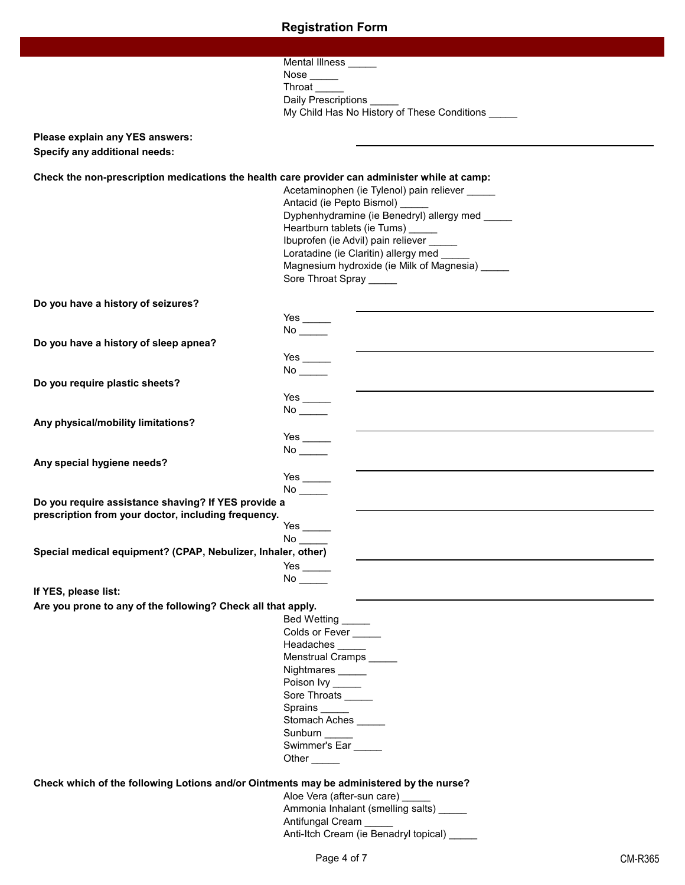## Registration Form

Mental Illness _____
Nose _____
Throat _____
Daily Prescriptions _____
My Child Has No History of These Conditions _____

**Please explain any YES answers:** ____________________

**Specify any additional needs:**

**Check the non-prescription medications the health care provider can administer while at camp:**

Acetaminophen (ie Tylenol) pain reliever _____
Antacid (ie Pepto Bismol) _____
Dyphenhydramine (ie Benedryl) allergy med _____
Heartburn tablets (ie Tums) _____
Ibuprofen (ie Advil) pain reliever _____
Loratadine (ie Claritin) allergy med _____
Magnesium hydroxide (ie Milk of Magnesia) _____
Sore Throat Spray _____

**Do you have a history of seizures?** ____________________

Yes _____
No _____

**Do you have a history of sleep apnea?** ____________________

Yes _____
No _____

**Do you require plastic sheets?** ____________________

Yes _____
No _____

**Any physical/mobility limitations?** ____________________

Yes _____
No _____

**Any special hygiene needs?** ____________________

Yes _____
No _____

**Do you require assistance shaving? If YES provide a prescription from your doctor, including frequency.** ____________________

Yes _____
No _____

**Special medical equipment? (CPAP, Nebulizer, Inhaler, other)** ____________________

Yes _____
No _____

**If YES, please list:** ____________________

**Are you prone to any of the following? Check all that apply.**

Bed Wetting _____
Colds or Fever _____
Headaches _____
Menstrual Cramps _____
Nightmares _____
Poison Ivy _____
Sore Throats _____
Sprains _____
Stomach Aches _____
Sunburn _____
Swimmer's Ear _____
Other _____

**Check which of the following Lotions and/or Ointments may be administered by the nurse?**

Aloe Vera (after-sun care) _____
Ammonia Inhalant (smelling salts) _____
Antifungal Cream _____
Anti-Itch Cream (ie Benadryl topical) _____

CM-R365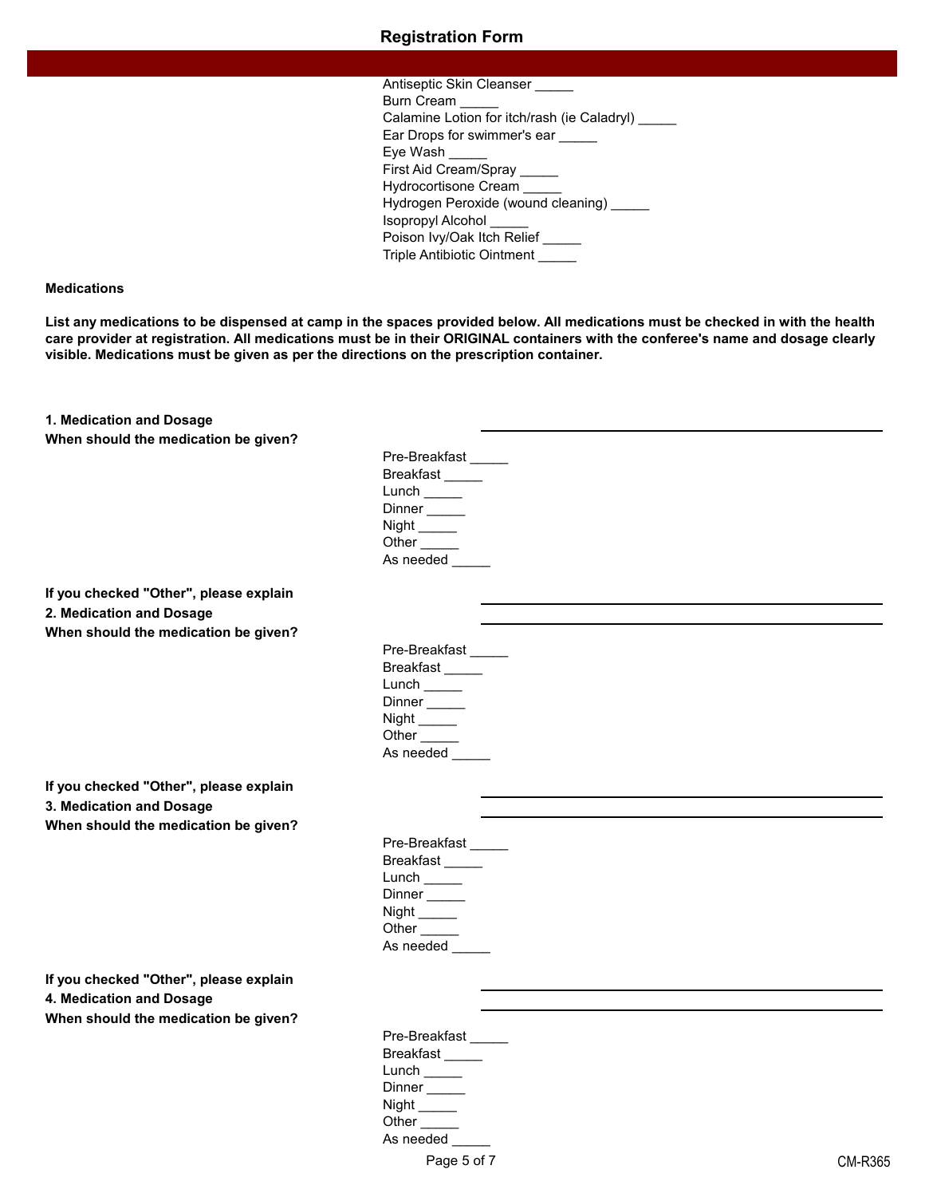Antiseptic Skin Cleanser _____
Burn Cream _____
Calamine Lotion for itch/rash (ie Caladryl) _____
Ear Drops for swimmer's ear _____
Eye Wash _____
First Aid Cream/Spray _____
Hydrocortisone Cream _____
Hydrogen Peroxide (wound cleaning) _____
Isopropyl Alcohol _____
Poison Ivy/Oak Itch Relief _____
Triple Antibiotic Ointment _____

**Medications**

**List any medications to be dispensed at camp in the spaces provided below. All medications must be checked in with the health care provider at registration. All medications must be in their ORIGINAL containers with the conferee's name and dosage clearly visible. Medications must be given as per the directions on the prescription container.**

**1. Medication and Dosage** ______________________________

**When should the medication be given?**

Pre-Breakfast _____
Breakfast _____
Lunch _____
Dinner _____
Night _____
Other _____
As needed _____

**If you checked "Other", please explain** ______________________________

**2. Medication and Dosage** ______________________________

**When should the medication be given?**

Pre-Breakfast _____
Breakfast _____
Lunch _____
Dinner _____
Night _____
Other _____
As needed _____

**If you checked "Other", please explain** ______________________________

**3. Medication and Dosage** ______________________________

**When should the medication be given?**

Pre-Breakfast _____
Breakfast _____
Lunch _____
Dinner _____
Night _____
Other _____
As needed _____

**If you checked "Other", please explain** ______________________________

**4. Medication and Dosage** ______________________________

**When should the medication be given?**

Pre-Breakfast _____
Breakfast _____
Lunch _____
Dinner _____
Night _____
Other _____
As needed _____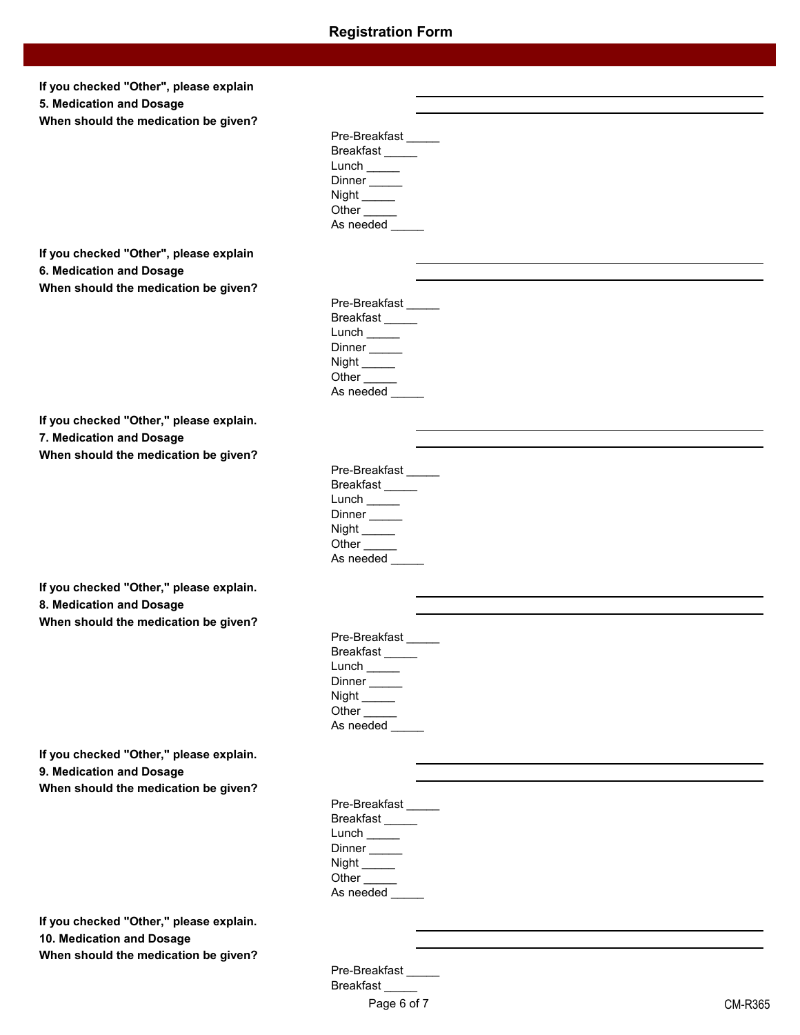**If you checked "Other", please explain**

**5. Medication and Dosage**

**When should the medication be given?**

Pre-Breakfast _____
Breakfast _____
Lunch _____
Dinner _____
Night _____
Other _____
As needed _____

**If you checked "Other", please explain**

**6. Medication and Dosage**

**When should the medication be given?**

Pre-Breakfast _____
Breakfast _____
Lunch _____
Dinner _____
Night _____
Other _____
As needed _____

**If you checked "Other," please explain.**

**7. Medication and Dosage**

**When should the medication be given?**

Pre-Breakfast _____
Breakfast _____
Lunch _____
Dinner _____
Night _____
Other _____
As needed _____

**If you checked "Other," please explain.**

**8. Medication and Dosage**

**When should the medication be given?**

Pre-Breakfast _____
Breakfast _____
Lunch _____
Dinner _____
Night _____
Other _____
As needed _____

**If you checked "Other," please explain.**

**9. Medication and Dosage**

**When should the medication be given?**

Pre-Breakfast _____
Breakfast _____
Lunch _____
Dinner _____
Night _____
Other _____
As needed _____

**If you checked "Other," please explain.**

**10. Medication and Dosage**

**When should the medication be given?**

Pre-Breakfast _____
Breakfast _____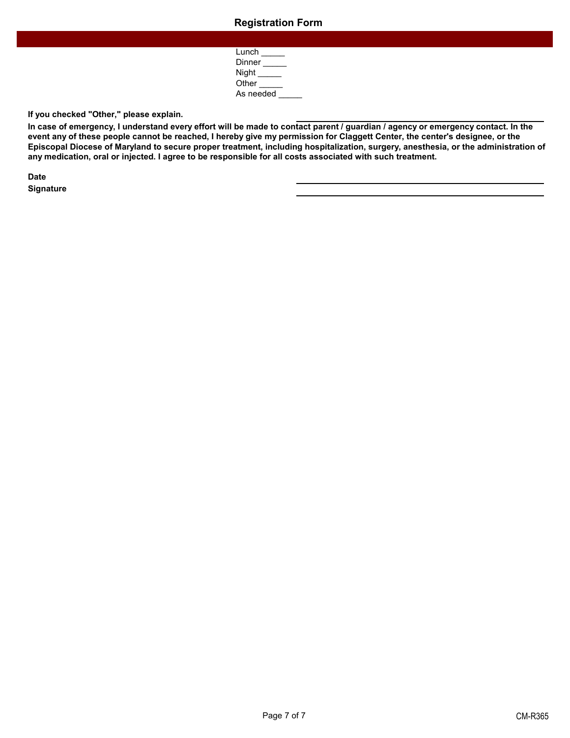Lunch _____
Dinner _____
Night _____
Other _____
As needed _____

**If you checked "Other," please explain.** ____________________

**In case of emergency, I understand every effort will be made to contact parent / guardian / agency or emergency contact. In the event any of these people cannot be reached, I hereby give my permission for Claggett Center, the center's designee, or the Episcopal Diocese of Maryland to secure proper treatment, including hospitalization, surgery, anesthesia, or the administration of any medication, oral or injected. I agree to be responsible for all costs associated with such treatment.**

**Date** ____________________

**Signature** ____________________

CM-R365